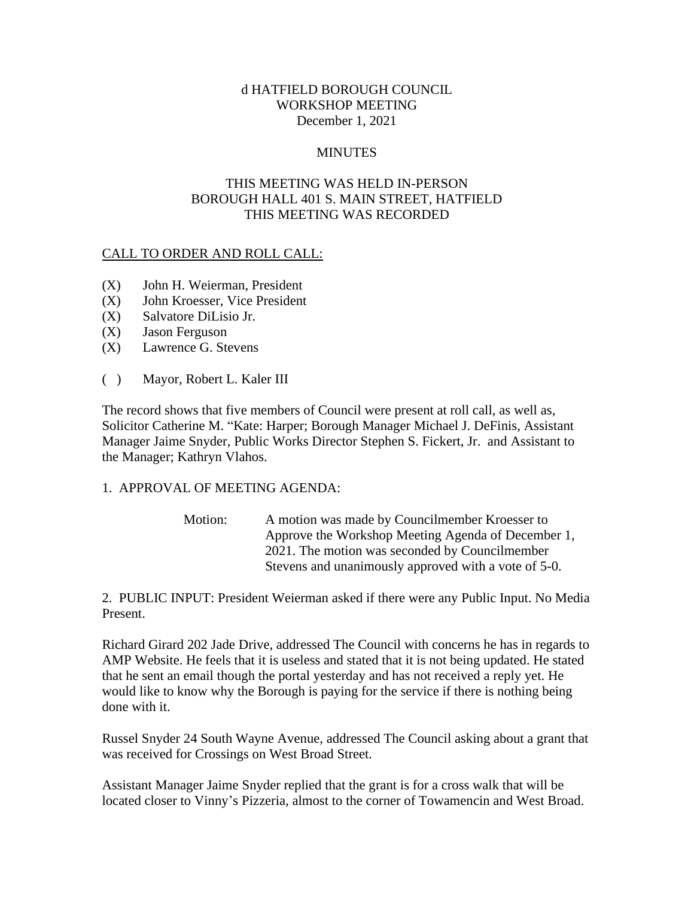d HATFIELD BOROUGH COUNCIL
WORKSHOP MEETING
December 1, 2021

MINUTES

THIS MEETING WAS HELD IN-PERSON
BOROUGH HALL 401 S. MAIN STREET, HATFIELD
THIS MEETING WAS RECORDED

CALL TO ORDER AND ROLL CALL:

(X) John H. Weierman, President
(X) John Kroesser, Vice President
(X) Salvatore DiLisio Jr.
(X) Jason Ferguson
(X) Lawrence G. Stevens

( ) Mayor, Robert L. Kaler III

The record shows that five members of Council were present at roll call, as well as, Solicitor Catherine M. "Kate: Harper; Borough Manager Michael J. DeFinis, Assistant Manager Jaime Snyder, Public Works Director Stephen S. Fickert, Jr. and Assistant to the Manager; Kathryn Vlahos.

1. APPROVAL OF MEETING AGENDA:

Motion: A motion was made by Councilmember Kroesser to Approve the Workshop Meeting Agenda of December 1, 2021. The motion was seconded by Councilmember Stevens and unanimously approved with a vote of 5-0.

2. PUBLIC INPUT: President Weierman asked if there were any Public Input. No Media Present.

Richard Girard 202 Jade Drive, addressed The Council with concerns he has in regards to AMP Website. He feels that it is useless and stated that it is not being updated. He stated that he sent an email though the portal yesterday and has not received a reply yet. He would like to know why the Borough is paying for the service if there is nothing being done with it.

Russel Snyder 24 South Wayne Avenue, addressed The Council asking about a grant that was received for Crossings on West Broad Street.

Assistant Manager Jaime Snyder replied that the grant is for a cross walk that will be located closer to Vinny's Pizzeria, almost to the corner of Towamencin and West Broad.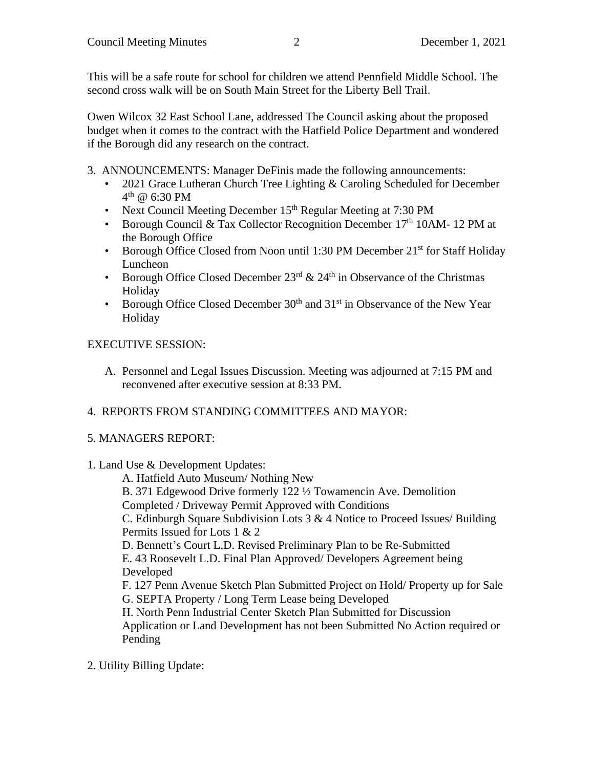This will be a safe route for school for children we attend Pennfield Middle School. The second cross walk will be on South Main Street for the Liberty Bell Trail.

Owen Wilcox 32 East School Lane, addressed The Council asking about the proposed budget when it comes to the contract with the Hatfield Police Department and wondered if the Borough did any research on the contract.

3. ANNOUNCEMENTS: Manager DeFinis made the following announcements:
   - 2021 Grace Lutheran Church Tree Lighting & Caroling Scheduled for December 4th @ 6:30 PM
   - Next Council Meeting December 15th Regular Meeting at 7:30 PM
   - Borough Council & Tax Collector Recognition December 17th 10AM- 12 PM at the Borough Office
   - Borough Office Closed from Noon until 1:30 PM December 21st for Staff Holiday Luncheon
   - Borough Office Closed December 23rd & 24th in Observance of the Christmas Holiday
   - Borough Office Closed December 30th and 31st in Observance of the New Year Holiday

EXECUTIVE SESSION:

A. Personnel and Legal Issues Discussion. Meeting was adjourned at 7:15 PM and reconvened after executive session at 8:33 PM.

4. REPORTS FROM STANDING COMMITTEES AND MAYOR:

5. MANAGERS REPORT:

1. Land Use & Development Updates:

   A. Hatfield Auto Museum/ Nothing New

   B. 371 Edgewood Drive formerly 122 ½ Towamencin Ave. Demolition Completed / Driveway Permit Approved with Conditions

   C. Edinburgh Square Subdivision Lots 3 & 4 Notice to Proceed Issues/ Building Permits Issued for Lots 1 & 2

   D. Bennett's Court L.D. Revised Preliminary Plan to be Re-Submitted

   E. 43 Roosevelt L.D. Final Plan Approved/ Developers Agreement being Developed

   F. 127 Penn Avenue Sketch Plan Submitted Project on Hold/ Property up for Sale

   G. SEPTA Property / Long Term Lease being Developed

   H. North Penn Industrial Center Sketch Plan Submitted for Discussion Application or Land Development has not been Submitted No Action required or Pending

2. Utility Billing Update: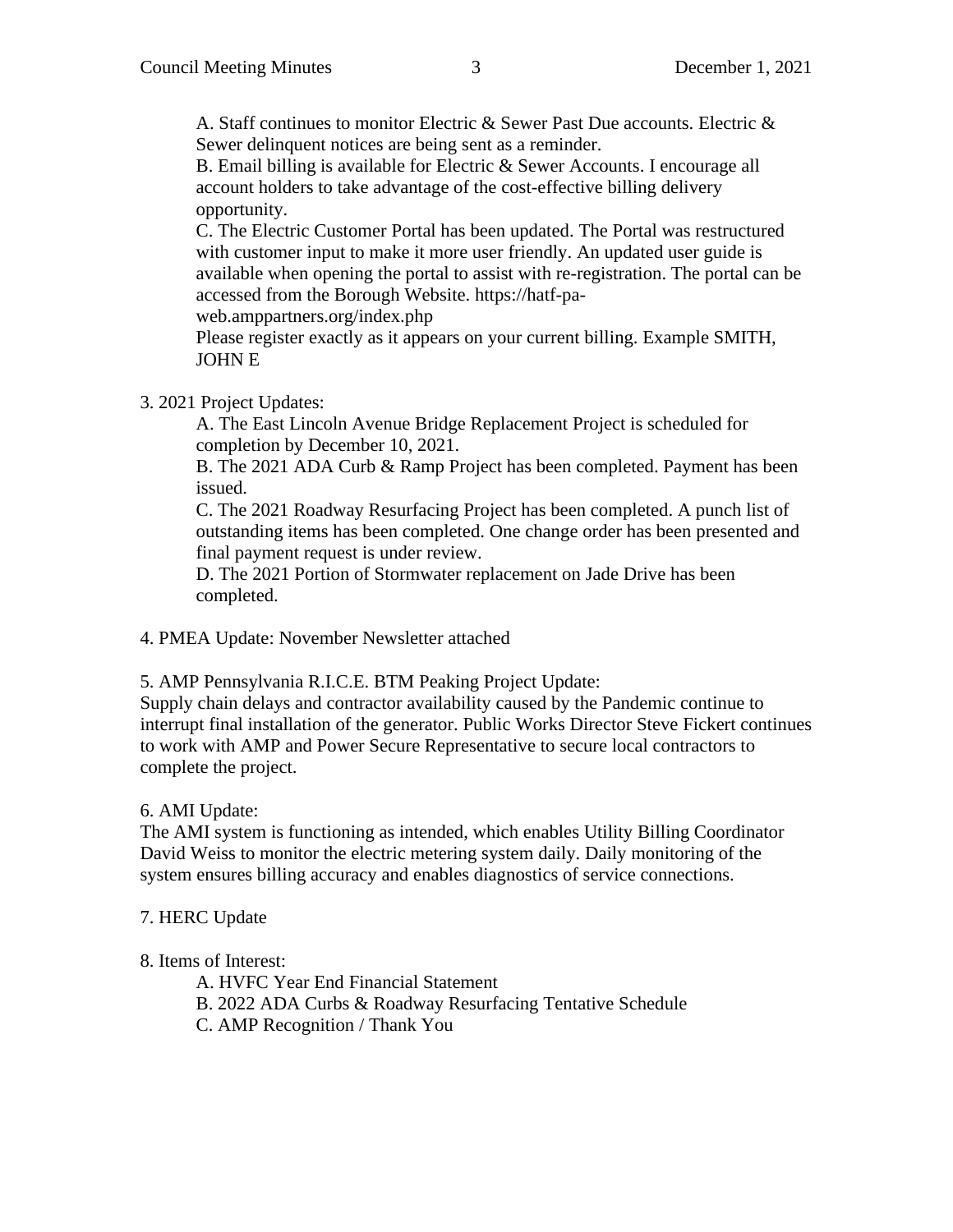A. Staff continues to monitor Electric & Sewer Past Due accounts. Electric & Sewer delinquent notices are being sent as a reminder.

B. Email billing is available for Electric & Sewer Accounts. I encourage all account holders to take advantage of the cost-effective billing delivery opportunity.

C. The Electric Customer Portal has been updated. The Portal was restructured with customer input to make it more user friendly. An updated user guide is available when opening the portal to assist with re-registration. The portal can be accessed from the Borough Website. https://hatf-pa-web.amppartners.org/index.php

Please register exactly as it appears on your current billing. Example SMITH, JOHN E

3. 2021 Project Updates:

A. The East Lincoln Avenue Bridge Replacement Project is scheduled for completion by December 10, 2021.

B. The 2021 ADA Curb & Ramp Project has been completed. Payment has been issued.

C. The 2021 Roadway Resurfacing Project has been completed. A punch list of outstanding items has been completed. One change order has been presented and final payment request is under review.

D. The 2021 Portion of Stormwater replacement on Jade Drive has been completed.

4. PMEA Update: November Newsletter attached

5. AMP Pennsylvania R.I.C.E. BTM Peaking Project Update:

Supply chain delays and contractor availability caused by the Pandemic continue to interrupt final installation of the generator. Public Works Director Steve Fickert continues to work with AMP and Power Secure Representative to secure local contractors to complete the project.

6. AMI Update:

The AMI system is functioning as intended, which enables Utility Billing Coordinator David Weiss to monitor the electric metering system daily. Daily monitoring of the system ensures billing accuracy and enables diagnostics of service connections.

7. HERC Update

8. Items of Interest:

A. HVFC Year End Financial Statement

B. 2022 ADA Curbs & Roadway Resurfacing Tentative Schedule

C. AMP Recognition / Thank You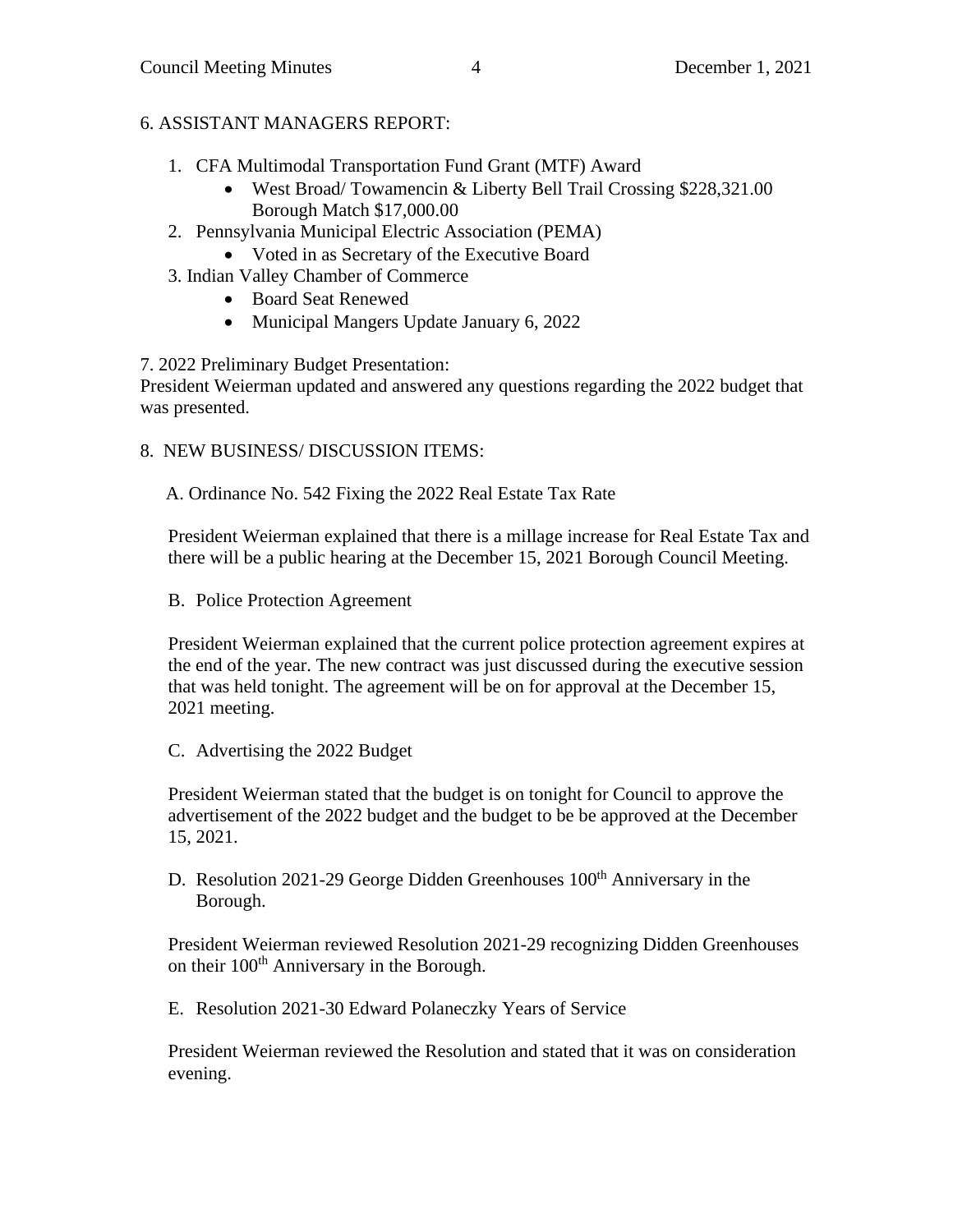6. ASSISTANT MANAGERS REPORT:

1. CFA Multimodal Transportation Fund Grant (MTF) Award
   - West Broad/ Towamencin & Liberty Bell Trail Crossing $228,321.00 Borough Match $17,000.00
2. Pennsylvania Municipal Electric Association (PEMA)
   - Voted in as Secretary of the Executive Board
3. Indian Valley Chamber of Commerce
   - Board Seat Renewed
   - Municipal Mangers Update January 6, 2022

7. 2022 Preliminary Budget Presentation:
President Weierman updated and answered any questions regarding the 2022 budget that was presented.

8. NEW BUSINESS/ DISCUSSION ITEMS:

A. Ordinance No. 542 Fixing the 2022 Real Estate Tax Rate

President Weierman explained that there is a millage increase for Real Estate Tax and there will be a public hearing at the December 15, 2021 Borough Council Meeting.

B. Police Protection Agreement

President Weierman explained that the current police protection agreement expires at the end of the year. The new contract was just discussed during the executive session that was held tonight. The agreement will be on for approval at the December 15, 2021 meeting.

C. Advertising the 2022 Budget

President Weierman stated that the budget is on tonight for Council to approve the advertisement of the 2022 budget and the budget to be be approved at the December 15, 2021.

D. Resolution 2021-29 George Didden Greenhouses 100th Anniversary in the Borough.

President Weierman reviewed Resolution 2021-29 recognizing Didden Greenhouses on their 100th Anniversary in the Borough.

E. Resolution 2021-30 Edward Polaneczky Years of Service

President Weierman reviewed the Resolution and stated that it was on consideration evening.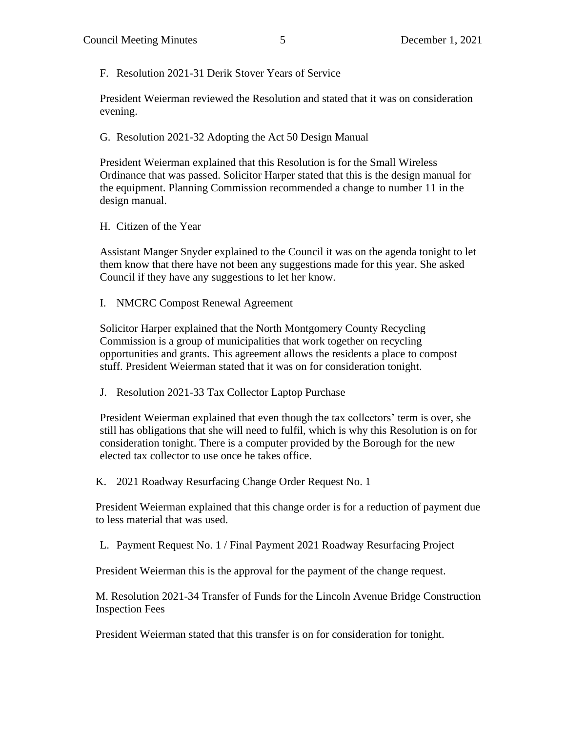F. Resolution 2021-31 Derik Stover Years of Service

President Weierman reviewed the Resolution and stated that it was on consideration evening.

G. Resolution 2021-32 Adopting the Act 50 Design Manual

President Weierman explained that this Resolution is for the Small Wireless Ordinance that was passed. Solicitor Harper stated that this is the design manual for the equipment. Planning Commission recommended a change to number 11 in the design manual.

H. Citizen of the Year

Assistant Manger Snyder explained to the Council it was on the agenda tonight to let them know that there have not been any suggestions made for this year. She asked Council if they have any suggestions to let her know.

I. NMCRC Compost Renewal Agreement

Solicitor Harper explained that the North Montgomery County Recycling Commission is a group of municipalities that work together on recycling opportunities and grants. This agreement allows the residents a place to compost stuff. President Weierman stated that it was on for consideration tonight.

J. Resolution 2021-33 Tax Collector Laptop Purchase

President Weierman explained that even though the tax collectors' term is over, she still has obligations that she will need to fulfil, which is why this Resolution is on for consideration tonight. There is a computer provided by the Borough for the new elected tax collector to use once he takes office.

K. 2021 Roadway Resurfacing Change Order Request No. 1

President Weierman explained that this change order is for a reduction of payment due to less material that was used.

L. Payment Request No. 1 / Final Payment 2021 Roadway Resurfacing Project

President Weierman this is the approval for the payment of the change request.

M. Resolution 2021-34 Transfer of Funds for the Lincoln Avenue Bridge Construction Inspection Fees

President Weierman stated that this transfer is on for consideration for tonight.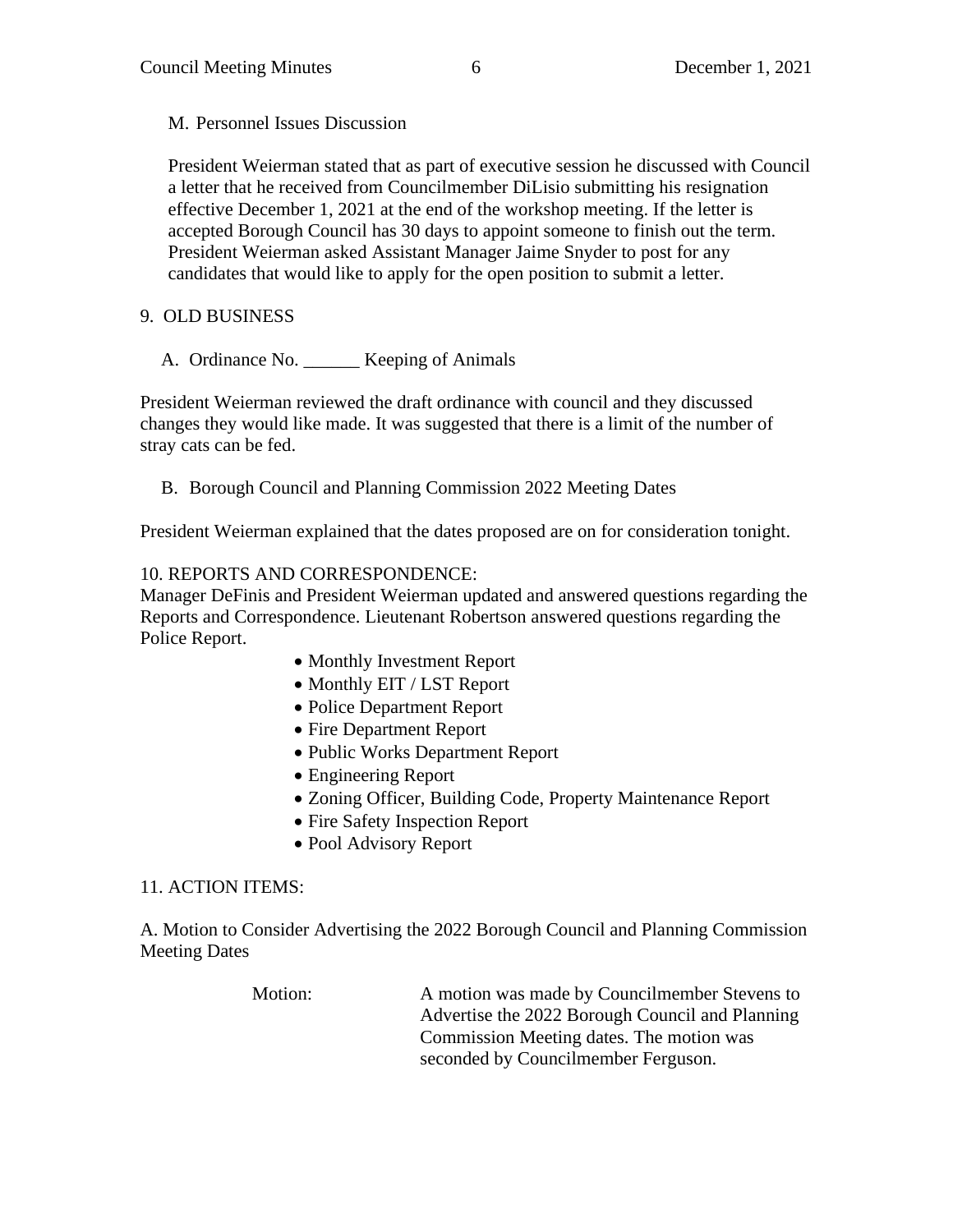M. Personnel Issues Discussion

President Weierman stated that as part of executive session he discussed with Council a letter that he received from Councilmember DiLisio submitting his resignation effective December 1, 2021 at the end of the workshop meeting. If the letter is accepted Borough Council has 30 days to appoint someone to finish out the term. President Weierman asked Assistant Manager Jaime Snyder to post for any candidates that would like to apply for the open position to submit a letter.

9. OLD BUSINESS

A. Ordinance No. ______ Keeping of Animals

President Weierman reviewed the draft ordinance with council and they discussed changes they would like made. It was suggested that there is a limit of the number of stray cats can be fed.

B. Borough Council and Planning Commission 2022 Meeting Dates

President Weierman explained that the dates proposed are on for consideration tonight.

10. REPORTS AND CORRESPONDENCE:
Manager DeFinis and President Weierman updated and answered questions regarding the Reports and Correspondence. Lieutenant Robertson answered questions regarding the Police Report.

- Monthly Investment Report
- Monthly EIT / LST Report
- Police Department Report
- Fire Department Report
- Public Works Department Report
- Engineering Report
- Zoning Officer, Building Code, Property Maintenance Report
- Fire Safety Inspection Report
- Pool Advisory Report

11. ACTION ITEMS:

A. Motion to Consider Advertising the 2022 Borough Council and Planning Commission Meeting Dates

Motion: A motion was made by Councilmember Stevens to Advertise the 2022 Borough Council and Planning Commission Meeting dates. The motion was seconded by Councilmember Ferguson.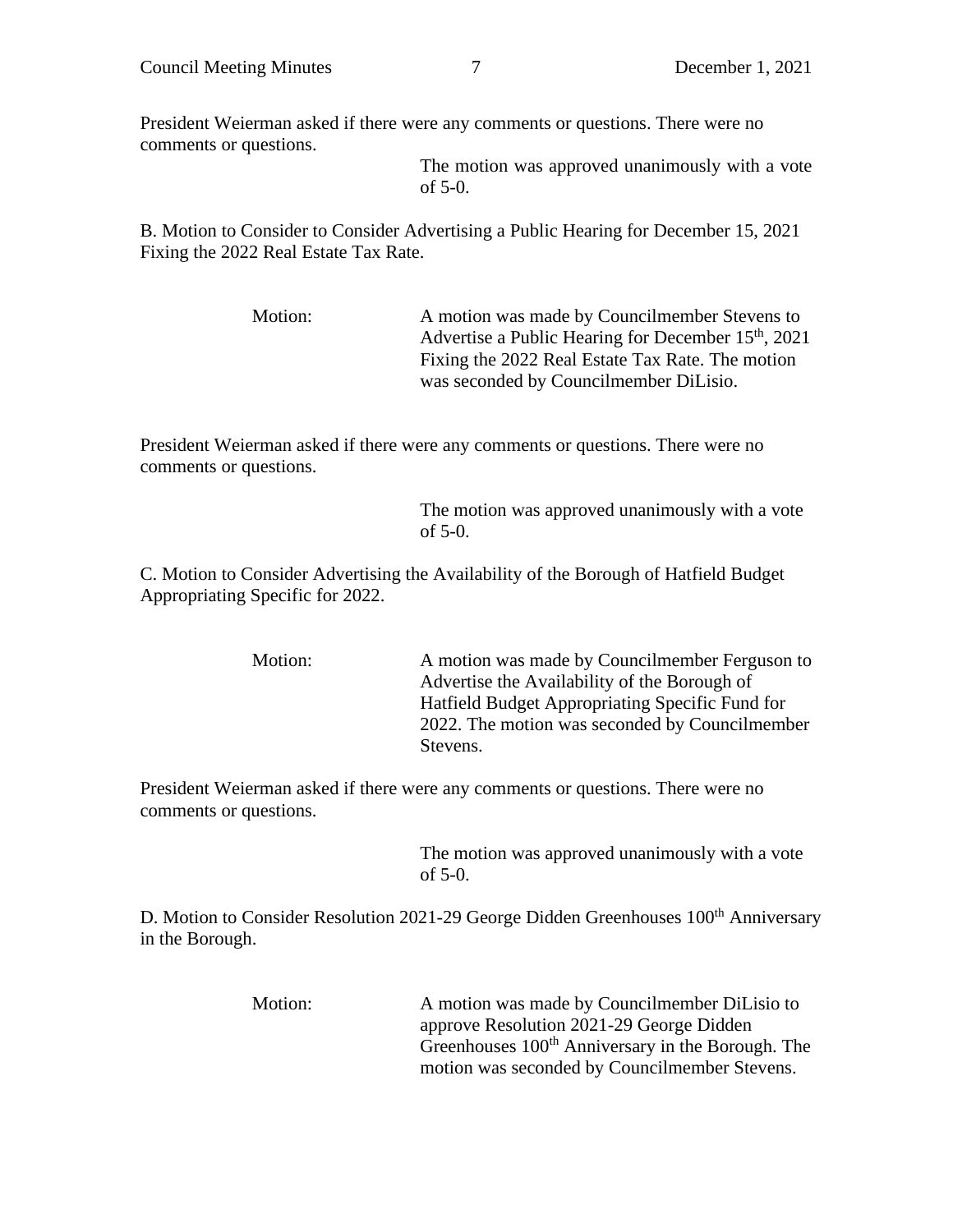President Weierman asked if there were any comments or questions. There were no comments or questions.

The motion was approved unanimously with a vote of 5-0.

B. Motion to Consider to Consider Advertising a Public Hearing for December 15, 2021 Fixing the 2022 Real Estate Tax Rate.

Motion: A motion was made by Councilmember Stevens to Advertise a Public Hearing for December 15th, 2021 Fixing the 2022 Real Estate Tax Rate. The motion was seconded by Councilmember DiLisio.

President Weierman asked if there were any comments or questions. There were no comments or questions.

The motion was approved unanimously with a vote of 5-0.

C. Motion to Consider Advertising the Availability of the Borough of Hatfield Budget Appropriating Specific for 2022.

Motion: A motion was made by Councilmember Ferguson to Advertise the Availability of the Borough of Hatfield Budget Appropriating Specific Fund for 2022. The motion was seconded by Councilmember Stevens.

President Weierman asked if there were any comments or questions. There were no comments or questions.

The motion was approved unanimously with a vote of 5-0.

D. Motion to Consider Resolution 2021-29 George Didden Greenhouses 100th Anniversary in the Borough.

Motion: A motion was made by Councilmember DiLisio to approve Resolution 2021-29 George Didden Greenhouses 100th Anniversary in the Borough. The motion was seconded by Councilmember Stevens.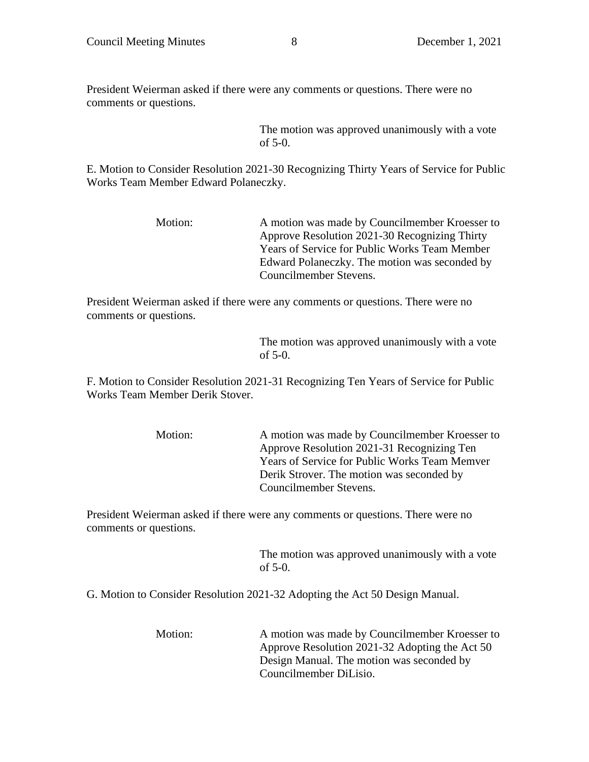President Weierman asked if there were any comments or questions. There were no comments or questions.

The motion was approved unanimously with a vote of 5-0.

E. Motion to Consider Resolution 2021-30 Recognizing Thirty Years of Service for Public Works Team Member Edward Polaneczky.

Motion: A motion was made by Councilmember Kroesser to Approve Resolution 2021-30 Recognizing Thirty Years of Service for Public Works Team Member Edward Polaneczky. The motion was seconded by Councilmember Stevens.

President Weierman asked if there were any comments or questions. There were no comments or questions.

The motion was approved unanimously with a vote of 5-0.

F. Motion to Consider Resolution 2021-31 Recognizing Ten Years of Service for Public Works Team Member Derik Stover.

Motion: A motion was made by Councilmember Kroesser to Approve Resolution 2021-31 Recognizing Ten Years of Service for Public Works Team Memver Derik Strover. The motion was seconded by Councilmember Stevens.

President Weierman asked if there were any comments or questions. There were no comments or questions.

The motion was approved unanimously with a vote of 5-0.

G. Motion to Consider Resolution 2021-32 Adopting the Act 50 Design Manual.

Motion: A motion was made by Councilmember Kroesser to Approve Resolution 2021-32 Adopting the Act 50 Design Manual. The motion was seconded by Councilmember DiLisio.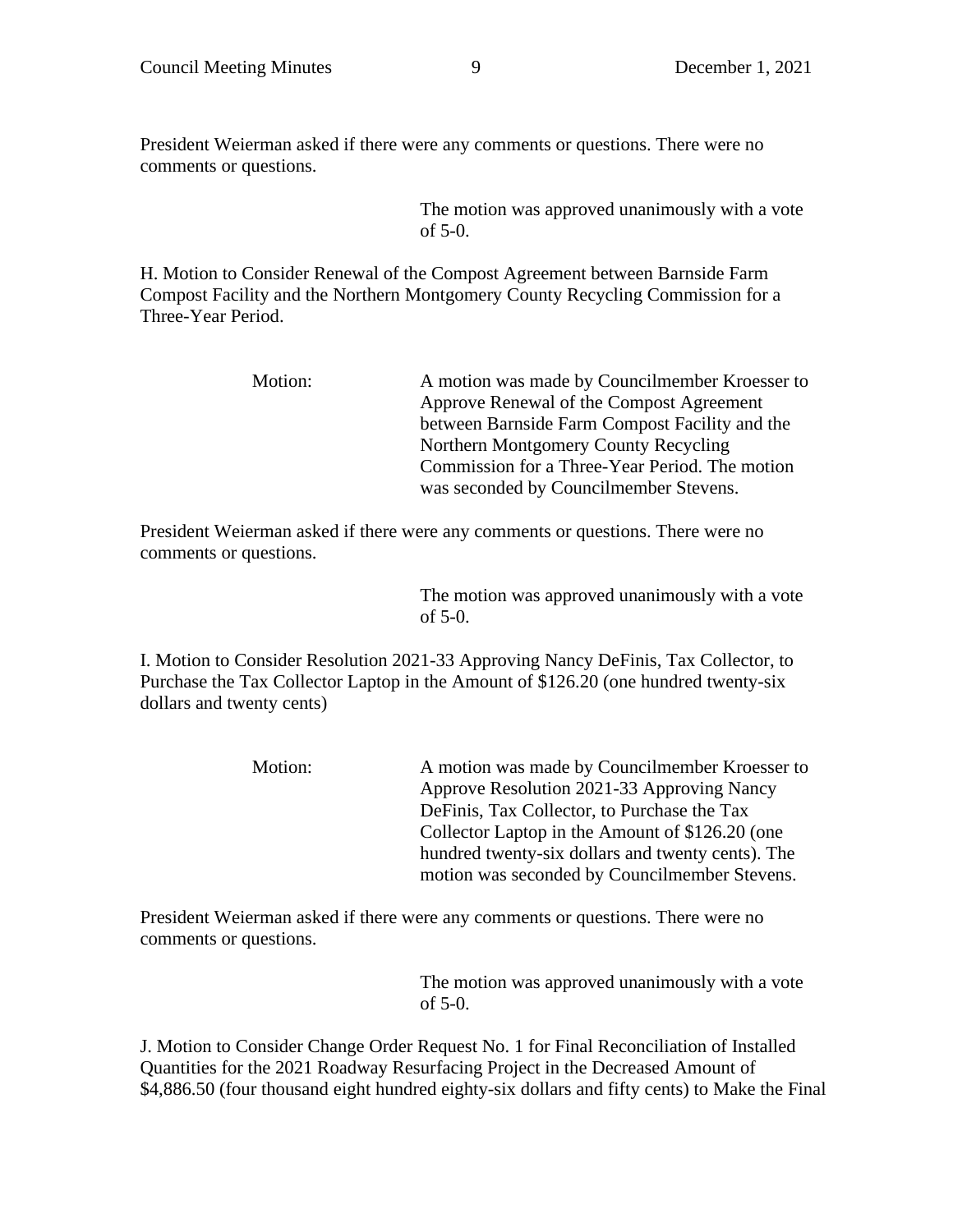President Weierman asked if there were any comments or questions. There were no comments or questions.

The motion was approved unanimously with a vote of 5-0.

H. Motion to Consider Renewal of the Compost Agreement between Barnside Farm Compost Facility and the Northern Montgomery County Recycling Commission for a Three-Year Period.

Motion: A motion was made by Councilmember Kroesser to Approve Renewal of the Compost Agreement between Barnside Farm Compost Facility and the Northern Montgomery County Recycling Commission for a Three-Year Period. The motion was seconded by Councilmember Stevens.

President Weierman asked if there were any comments or questions. There were no comments or questions.

The motion was approved unanimously with a vote of 5-0.

I. Motion to Consider Resolution 2021-33 Approving Nancy DeFinis, Tax Collector, to Purchase the Tax Collector Laptop in the Amount of $126.20 (one hundred twenty-six dollars and twenty cents)

Motion: A motion was made by Councilmember Kroesser to Approve Resolution 2021-33 Approving Nancy DeFinis, Tax Collector, to Purchase the Tax Collector Laptop in the Amount of $126.20 (one hundred twenty-six dollars and twenty cents). The motion was seconded by Councilmember Stevens.

President Weierman asked if there were any comments or questions. There were no comments or questions.

The motion was approved unanimously with a vote of 5-0.

J. Motion to Consider Change Order Request No. 1 for Final Reconciliation of Installed Quantities for the 2021 Roadway Resurfacing Project in the Decreased Amount of $4,886.50 (four thousand eight hundred eighty-six dollars and fifty cents) to Make the Final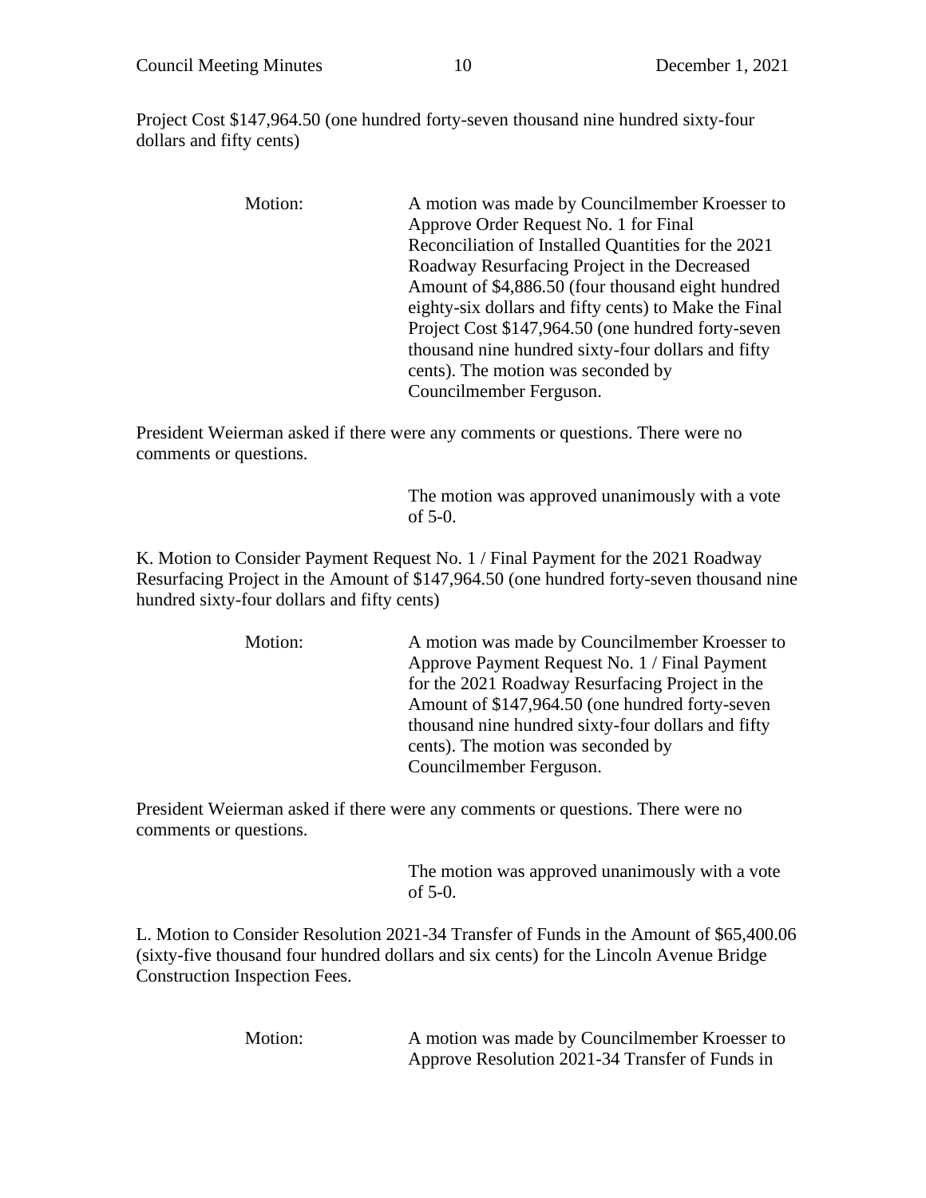Project Cost $147,964.50 (one hundred forty-seven thousand nine hundred sixty-four dollars and fifty cents)

Motion: A motion was made by Councilmember Kroesser to Approve Order Request No. 1 for Final Reconciliation of Installed Quantities for the 2021 Roadway Resurfacing Project in the Decreased Amount of $4,886.50 (four thousand eight hundred eighty-six dollars and fifty cents) to Make the Final Project Cost $147,964.50 (one hundred forty-seven thousand nine hundred sixty-four dollars and fifty cents). The motion was seconded by Councilmember Ferguson.

President Weierman asked if there were any comments or questions. There were no comments or questions.

The motion was approved unanimously with a vote of 5-0.

K. Motion to Consider Payment Request No. 1 / Final Payment for the 2021 Roadway Resurfacing Project in the Amount of $147,964.50 (one hundred forty-seven thousand nine hundred sixty-four dollars and fifty cents)

Motion: A motion was made by Councilmember Kroesser to Approve Payment Request No. 1 / Final Payment for the 2021 Roadway Resurfacing Project in the Amount of $147,964.50 (one hundred forty-seven thousand nine hundred sixty-four dollars and fifty cents). The motion was seconded by Councilmember Ferguson.

President Weierman asked if there were any comments or questions. There were no comments or questions.

The motion was approved unanimously with a vote of 5-0.

L. Motion to Consider Resolution 2021-34 Transfer of Funds in the Amount of $65,400.06 (sixty-five thousand four hundred dollars and six cents) for the Lincoln Avenue Bridge Construction Inspection Fees.

Motion: A motion was made by Councilmember Kroesser to Approve Resolution 2021-34 Transfer of Funds in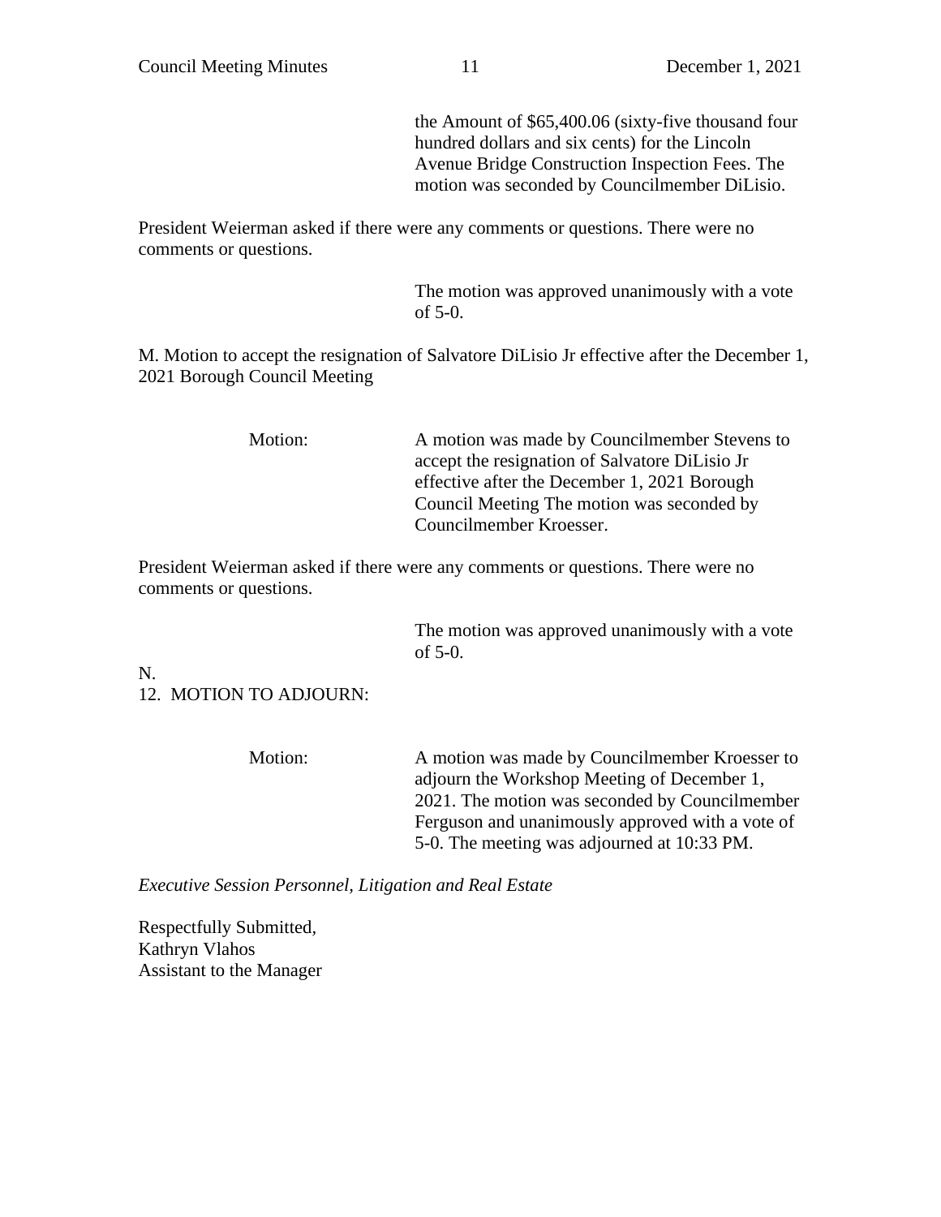the Amount of $65,400.06 (sixty-five thousand four hundred dollars and six cents) for the Lincoln Avenue Bridge Construction Inspection Fees. The motion was seconded by Councilmember DiLisio.

President Weierman asked if there were any comments or questions. There were no comments or questions.

The motion was approved unanimously with a vote of 5-0.

M. Motion to accept the resignation of Salvatore DiLisio Jr effective after the December 1, 2021 Borough Council Meeting

Motion: A motion was made by Councilmember Stevens to accept the resignation of Salvatore DiLisio Jr effective after the December 1, 2021 Borough Council Meeting The motion was seconded by Councilmember Kroesser.

President Weierman asked if there were any comments or questions. There were no comments or questions.

The motion was approved unanimously with a vote of 5-0.

N.

12. MOTION TO ADJOURN:

Motion: A motion was made by Councilmember Kroesser to adjourn the Workshop Meeting of December 1, 2021. The motion was seconded by Councilmember Ferguson and unanimously approved with a vote of 5-0. The meeting was adjourned at 10:33 PM.

*Executive Session Personnel, Litigation and Real Estate*

Respectfully Submitted,
Kathryn Vlahos
Assistant to the Manager